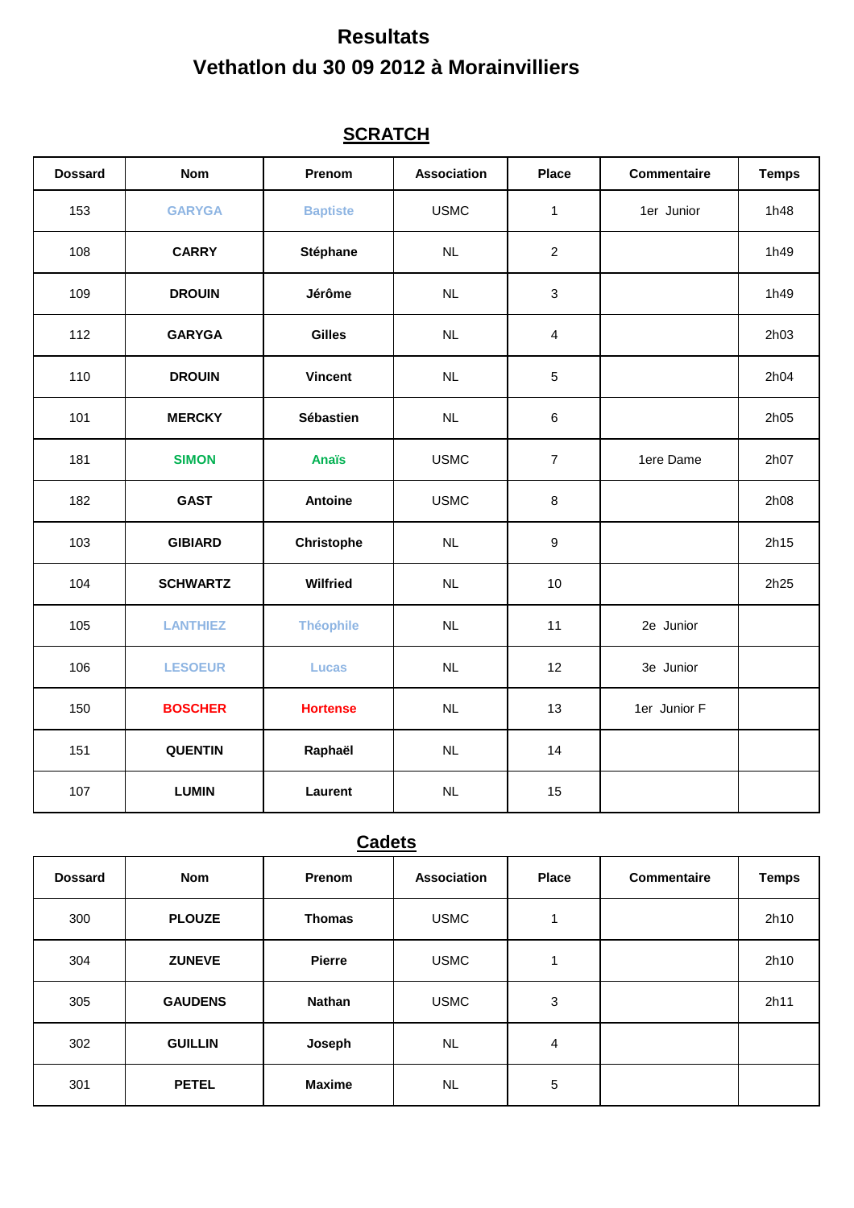# Resultats

# Vethatlon du 30 09 2012 à Morainvilliers

## SCRATCH

| Dossard | Nom | Prenom | Association | Place | Commentaire | Temps |
|---|---|---|---|---|---|---|
| 153 | **GARYGA** | **Baptiste** | USMC | 1 | 1er Junior | 1h48 |
| 108 | **CARRY** | **Stéphane** | NL | 2 | | 1h49 |
| 109 | **DROUIN** | **Jérôme** | NL | 3 | | 1h49 |
| 112 | **GARYGA** | **Gilles** | NL | 4 | | 2h03 |
| 110 | **DROUIN** | **Vincent** | NL | 5 | | 2h04 |
| 101 | **MERCKY** | **Sébastien** | NL | 6 | | 2h05 |
| 181 | **SIMON** | **Anaïs** | USMC | 7 | 1ere Dame | 2h07 |
| 182 | **GAST** | **Antoine** | USMC | 8 | | 2h08 |
| 103 | **GIBIARD** | **Christophe** | NL | 9 | | 2h15 |
| 104 | **SCHWARTZ** | **Wilfried** | NL | 10 | | 2h25 |
| 105 | **LANTHIEZ** | **Théophile** | NL | 11 | 2e Junior | |
| 106 | **LESOEUR** | **Lucas** | NL | 12 | 3e Junior | |
| 150 | **BOSCHER** | **Hortense** | NL | 13 | 1er Junior F | |
| 151 | **QUENTIN** | **Raphaël** | NL | 14 | | |
| 107 | **LUMIN** | **Laurent** | NL | 15 | | |

## Cadets

| Dossard | Nom | Prenom | Association | Place | Commentaire | Temps |
|---|---|---|---|---|---|---|
| 300 | **PLOUZE** | **Thomas** | USMC | 1 | | 2h10 |
| 304 | **ZUNEVE** | **Pierre** | USMC | 1 | | 2h10 |
| 305 | **GAUDENS** | **Nathan** | USMC | 3 | | 2h11 |
| 302 | **GUILLIN** | **Joseph** | NL | 4 | | |
| 301 | **PETEL** | **Maxime** | NL | 5 | | |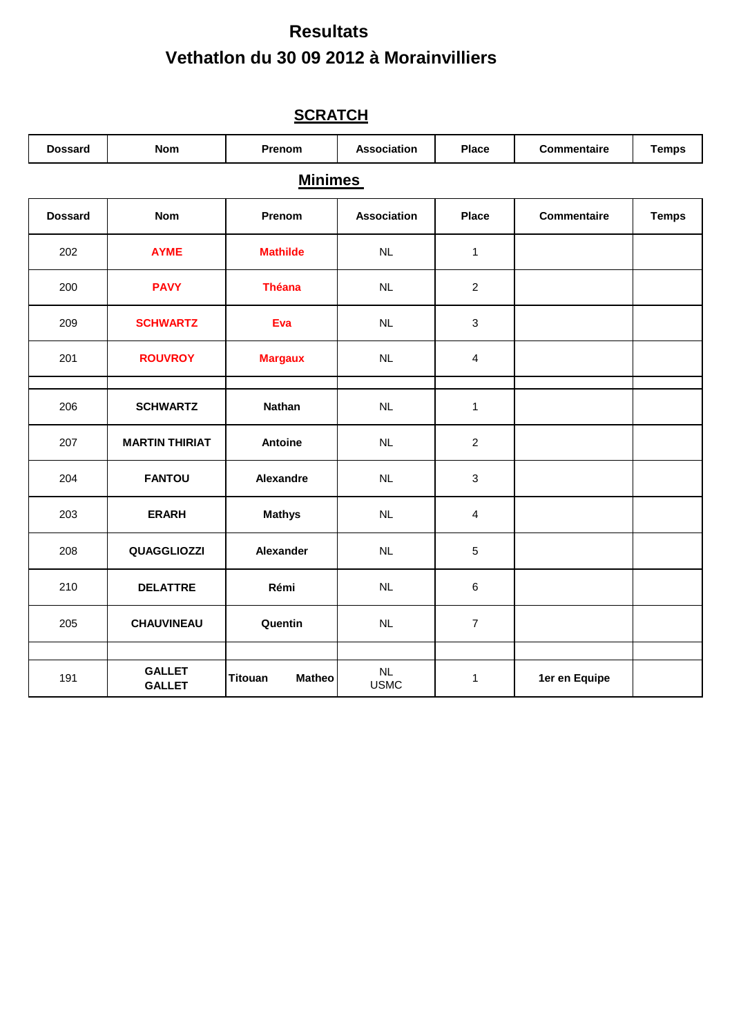# Resultats

# Vethatlon du 30 09 2012 à Morainvilliers

## SCRATCH

| Dossard | Nom | Prenom | Association | Place | Commentaire | Temps |
|---|---|---|---|---|---|---|

## Minimes

| Dossard | Nom | Prenom | Association | Place | Commentaire | Temps |
|---|---|---|---|---|---|---|
| 202 | AYME | Mathilde | NL | 1 | | |
| 200 | PAVY | Théana | NL | 2 | | |
| 209 | SCHWARTZ | Eva | NL | 3 | | |
| 201 | ROUVROY | Margaux | NL | 4 | | |
| | | | | | | |
| 206 | SCHWARTZ | Nathan | NL | 1 | | |
| 207 | MARTIN THIRIAT | Antoine | NL | 2 | | |
| 204 | FANTOU | Alexandre | NL | 3 | | |
| 203 | ERARH | Mathys | NL | 4 | | |
| 208 | QUAGGLIOZZI | Alexander | NL | 5 | | |
| 210 | DELATTRE | Rémi | NL | 6 | | |
| 205 | CHAUVINEAU | Quentin | NL | 7 | | |
| | | | | | | |
| 191 | GALLET GALLET | Titouan Matheo | NL USMC | 1 | 1er en Equipe | |